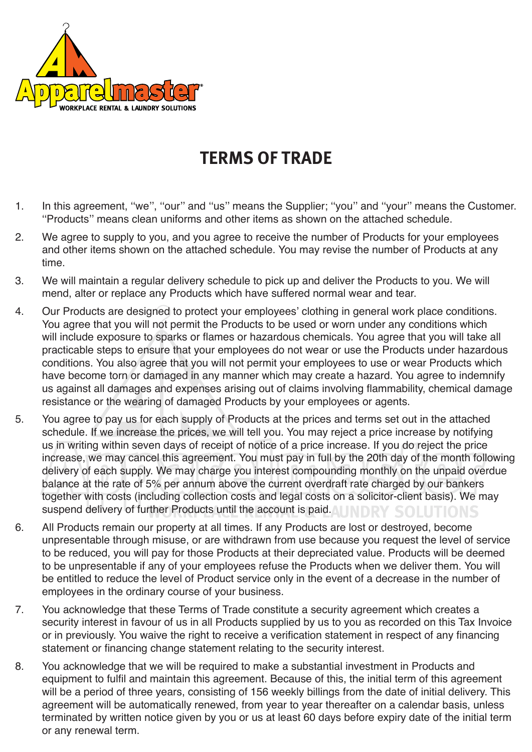Apparelmaster
WORKPLACE RENTAL & LAUNDRY SOLUTIONS

# TERMS OF TRADE

1. In this agreement, ''we'', ''our'' and ''us'' means the Supplier; ''you'' and ''your'' means the Customer. ''Products'' means clean uniforms and other items as shown on the attached schedule.

2. We agree to supply to you, and you agree to receive the number of Products for your employees and other items shown on the attached schedule. You may revise the number of Products at any time.

3. We will maintain a regular delivery schedule to pick up and deliver the Products to you. We will mend, alter or replace any Products which have suffered normal wear and tear.

4. Our Products are designed to protect your employees' clothing in general work place conditions. You agree that you will not permit the Products to be used or worn under any conditions which will include exposure to sparks or flames or hazardous chemicals. You agree that you will take all practicable steps to ensure that your employees do not wear or use the Products under hazardous conditions. You also agree that you will not permit your employees to use or wear Products which have become torn or damaged in any manner which may create a hazard. You agree to indemnify us against all damages and expenses arising out of claims involving flammability, chemical damage resistance or the wearing of damaged Products by your employees or agents.

5. You agree to pay us for each supply of Products at the prices and terms set out in the attached schedule. If we increase the prices, we will tell you. You may reject a price increase by notifying us in writing within seven days of receipt of notice of a price increase. If you do reject the price increase, we may cancel this agreement. You must pay in full by the 20th day of the month following delivery of each supply. We may charge you interest compounding monthly on the unpaid overdue balance at the rate of 5% per annum above the current overdraft rate charged by our bankers together with costs (including collection costs and legal costs on a solicitor-client basis). We may suspend delivery of further Products until the account is paid.

6. All Products remain our property at all times. If any Products are lost or destroyed, become unpresentable through misuse, or are withdrawn from use because you request the level of service to be reduced, you will pay for those Products at their depreciated value. Products will be deemed to be unpresentable if any of your employees refuse the Products when we deliver them. You will be entitled to reduce the level of Product service only in the event of a decrease in the number of employees in the ordinary course of your business.

7. You acknowledge that these Terms of Trade constitute a security agreement which creates a security interest in favour of us in all Products supplied by us to you as recorded on this Tax Invoice or in previously. You waive the right to receive a verification statement in respect of any financing statement or financing change statement relating to the security interest.

8. You acknowledge that we will be required to make a substantial investment in Products and equipment to fulfil and maintain this agreement. Because of this, the initial term of this agreement will be a period of three years, consisting of 156 weekly billings from the date of initial delivery. This agreement will be automatically renewed, from year to year thereafter on a calendar basis, unless terminated by written notice given by you or us at least 60 days before expiry date of the initial term or any renewal term.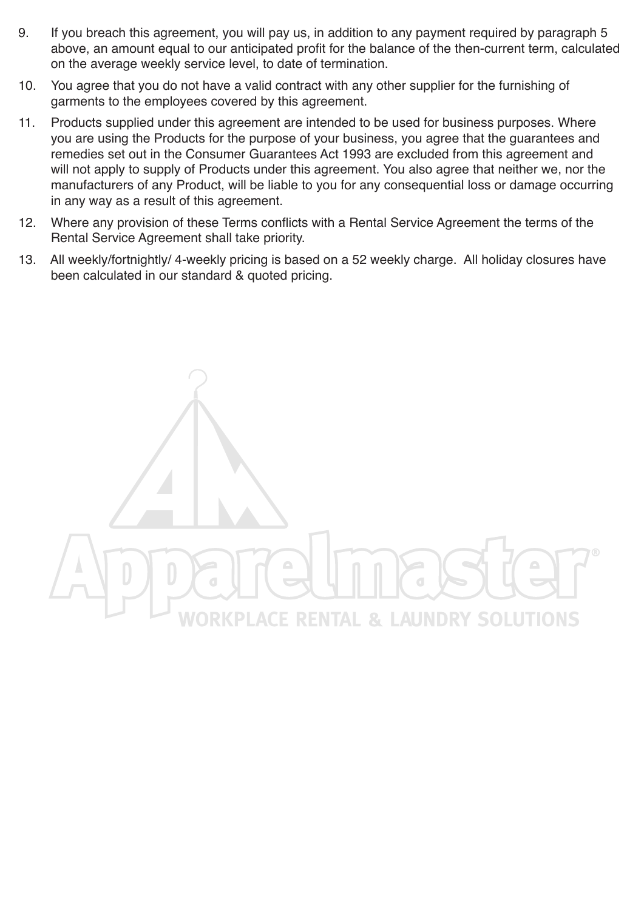9. If you breach this agreement, you will pay us, in addition to any payment required by paragraph 5 above, an amount equal to our anticipated profit for the balance of the then-current term, calculated on the average weekly service level, to date of termination.
10. You agree that you do not have a valid contract with any other supplier for the furnishing of garments to the employees covered by this agreement.
11. Products supplied under this agreement are intended to be used for business purposes. Where you are using the Products for the purpose of your business, you agree that the guarantees and remedies set out in the Consumer Guarantees Act 1993 are excluded from this agreement and will not apply to supply of Products under this agreement. You also agree that neither we, nor the manufacturers of any Product, will be liable to you for any consequential loss or damage occurring in any way as a result of this agreement.
12. Where any provision of these Terms conflicts with a Rental Service Agreement the terms of the Rental Service Agreement shall take priority.
13. All weekly/fortnightly/ 4-weekly pricing is based on a 52 weekly charge. All holiday closures have been calculated in our standard & quoted pricing.